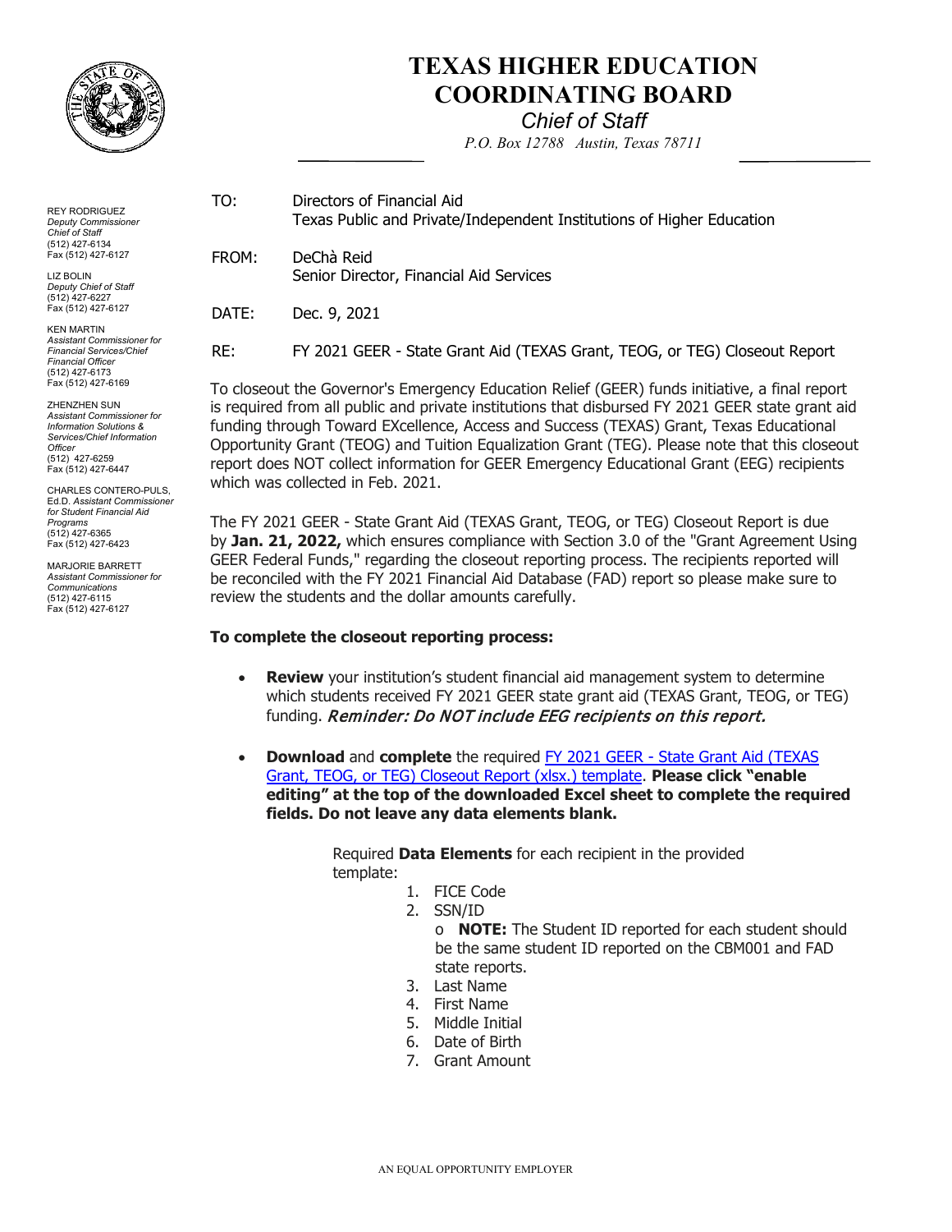# TEXAS HIGHER EDUCATION COORDINATING BOARD

*Chief of Staff*

*P.O. Box 12788 Austin, Texas 78711*

REY RODRIGUEZ
*Deputy Commissioner*
*Chief of Staff*
(512) 427-6134
Fax (512) 427-6127

LIZ BOLIN
*Deputy Chief of Staff*
(512) 427-6227
Fax (512) 427-6127

KEN MARTIN
*Assistant Commissioner for Financial Services/Chief Financial Officer*
(512) 427-6173
Fax (512) 427-6169

ZHENZHEN SUN
*Assistant Commissioner for Information Solutions & Services/Chief Information Officer*
(512) 427-6259
Fax (512) 427-6447

CHARLES CONTERO-PULS, Ed.D. *Assistant Commissioner for Student Financial Aid Programs*
(512) 427-6365
Fax (512) 427-6423

MARJORIE BARRETT
*Assistant Commissioner for Communications*
(512) 427-6115
Fax (512) 427-6127

TO: Directors of Financial Aid
Texas Public and Private/Independent Institutions of Higher Education

FROM: DeChà Reid
Senior Director, Financial Aid Services

DATE: Dec. 9, 2021

RE: FY 2021 GEER - State Grant Aid (TEXAS Grant, TEOG, or TEG) Closeout Report

To closeout the Governor's Emergency Education Relief (GEER) funds initiative, a final report is required from all public and private institutions that disbursed FY 2021 GEER state grant aid funding through Toward EXcellence, Access and Success (TEXAS) Grant, Texas Educational Opportunity Grant (TEOG) and Tuition Equalization Grant (TEG). Please note that this closeout report does NOT collect information for GEER Emergency Educational Grant (EEG) recipients which was collected in Feb. 2021.

The FY 2021 GEER - State Grant Aid (TEXAS Grant, TEOG, or TEG) Closeout Report is due by **Jan. 21, 2022,** which ensures compliance with Section 3.0 of the "Grant Agreement Using GEER Federal Funds," regarding the closeout reporting process. The recipients reported will be reconciled with the FY 2021 Financial Aid Database (FAD) report so please make sure to review the students and the dollar amounts carefully.

**To complete the closeout reporting process:**

- **Review** your institution's student financial aid management system to determine which students received FY 2021 GEER state grant aid (TEXAS Grant, TEOG, or TEG) funding. ***Reminder: Do NOT include EEG recipients on this report.***

- **Download** and **complete** the required FY 2021 GEER - State Grant Aid (TEXAS Grant, TEOG, or TEG) Closeout Report (xlsx.) template. **Please click "enable editing" at the top of the downloaded Excel sheet to complete the required fields. Do not leave any data elements blank.**

  Required **Data Elements** for each recipient in the provided template:

  1. FICE Code
  2. SSN/ID
     - **NOTE:** The Student ID reported for each student should be the same student ID reported on the CBM001 and FAD state reports.
  3. Last Name
  4. First Name
  5. Middle Initial
  6. Date of Birth
  7. Grant Amount

AN EQUAL OPPORTUNITY EMPLOYER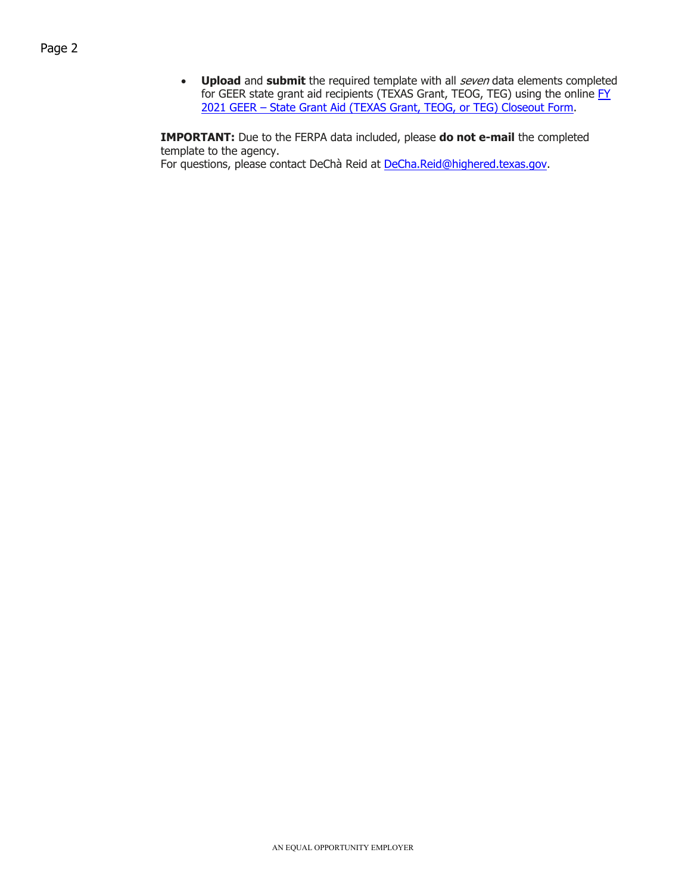- **Upload** and **submit** the required template with all *seven* data elements completed for GEER state grant aid recipients (TEXAS Grant, TEOG, TEG) using the online FY 2021 GEER – State Grant Aid (TEXAS Grant, TEOG, or TEG) Closeout Form.

**IMPORTANT:** Due to the FERPA data included, please **do not e-mail** the completed template to the agency.
For questions, please contact DeChà Reid at DeCha.Reid@highered.texas.gov.

AN EQUAL OPPORTUNITY EMPLOYER